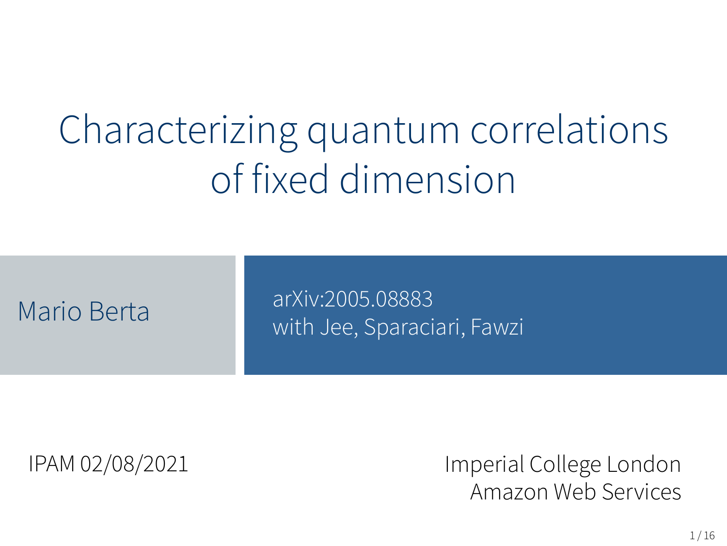# Characterizing quantum correlations of fixed dimension

Mario Berta

arXiv:2005.08883
with Jee, Sparaciari, Fawzi

IPAM 02/08/2021

Imperial College London
Amazon Web Services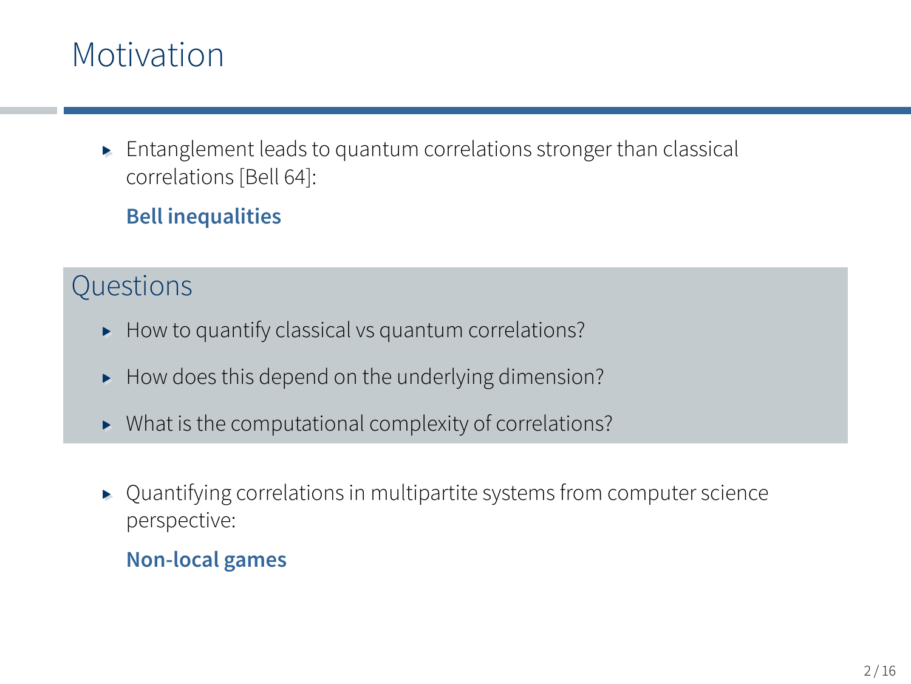# Motivation

- Entanglement leads to quantum correlations stronger than classical correlations [Bell 64]:

  **Bell inequalities**

## Questions

- How to quantify classical vs quantum correlations?
- How does this depend on the underlying dimension?
- What is the computational complexity of correlations?

- Quantifying correlations in multipartite systems from computer science perspective:

  **Non-local games**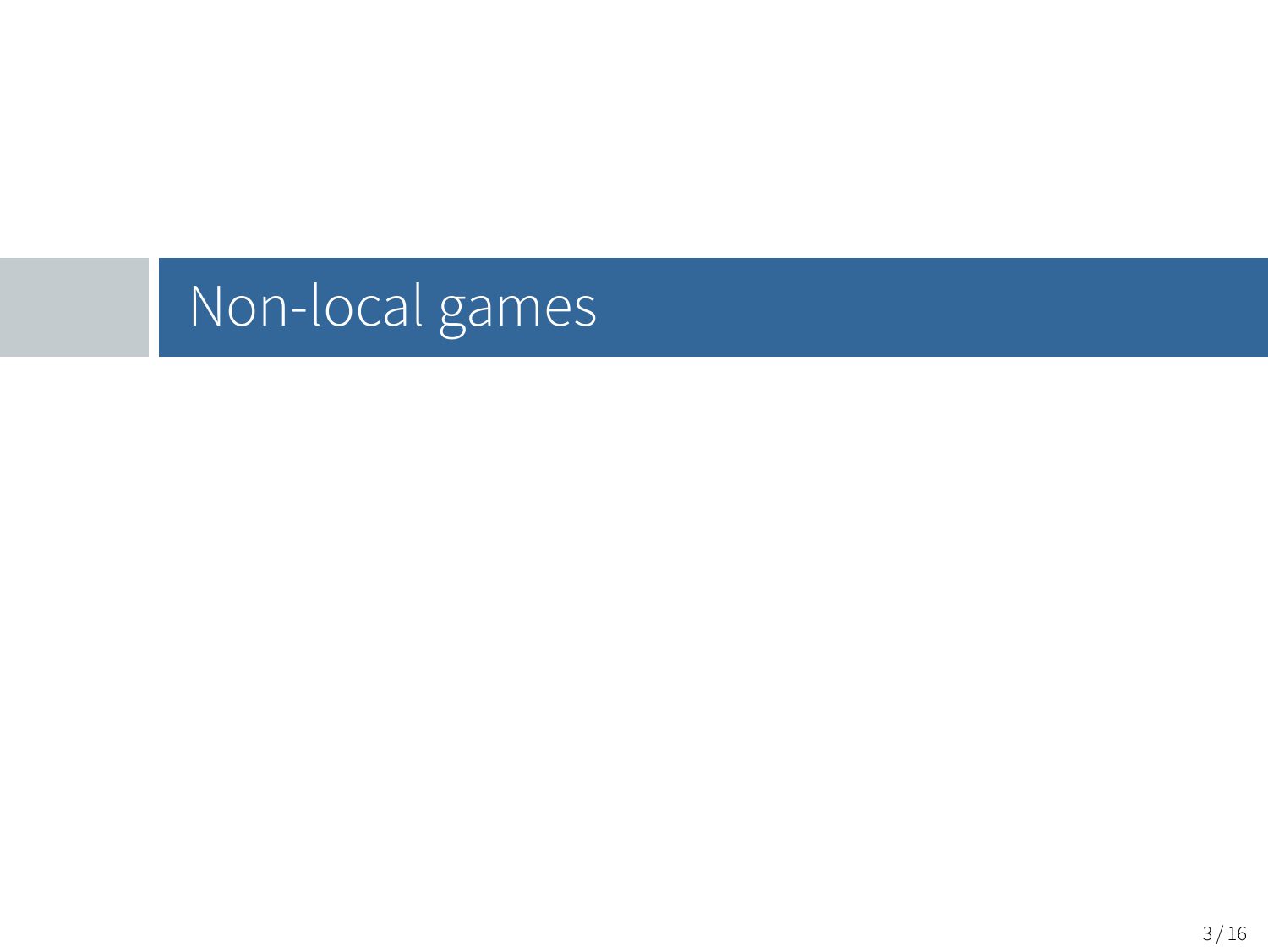# Non-local games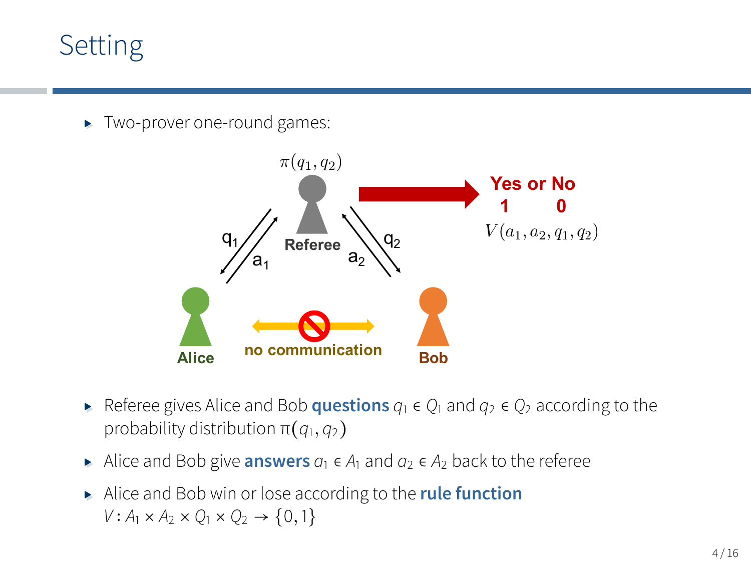# Setting

- Two-prover one-round games:

- Referee gives Alice and Bob **questions** $q_1 \in Q_1$ and $q_2 \in Q_2$ according to the probability distribution $\pi(q_1, q_2)$
- Alice and Bob give **answers** $a_1 \in A_1$ and $a_2 \in A_2$ back to the referee
- Alice and Bob win or lose according to the **rule function** $V : A_1 \times A_2 \times Q_1 \times Q_2 \to \{0, 1\}$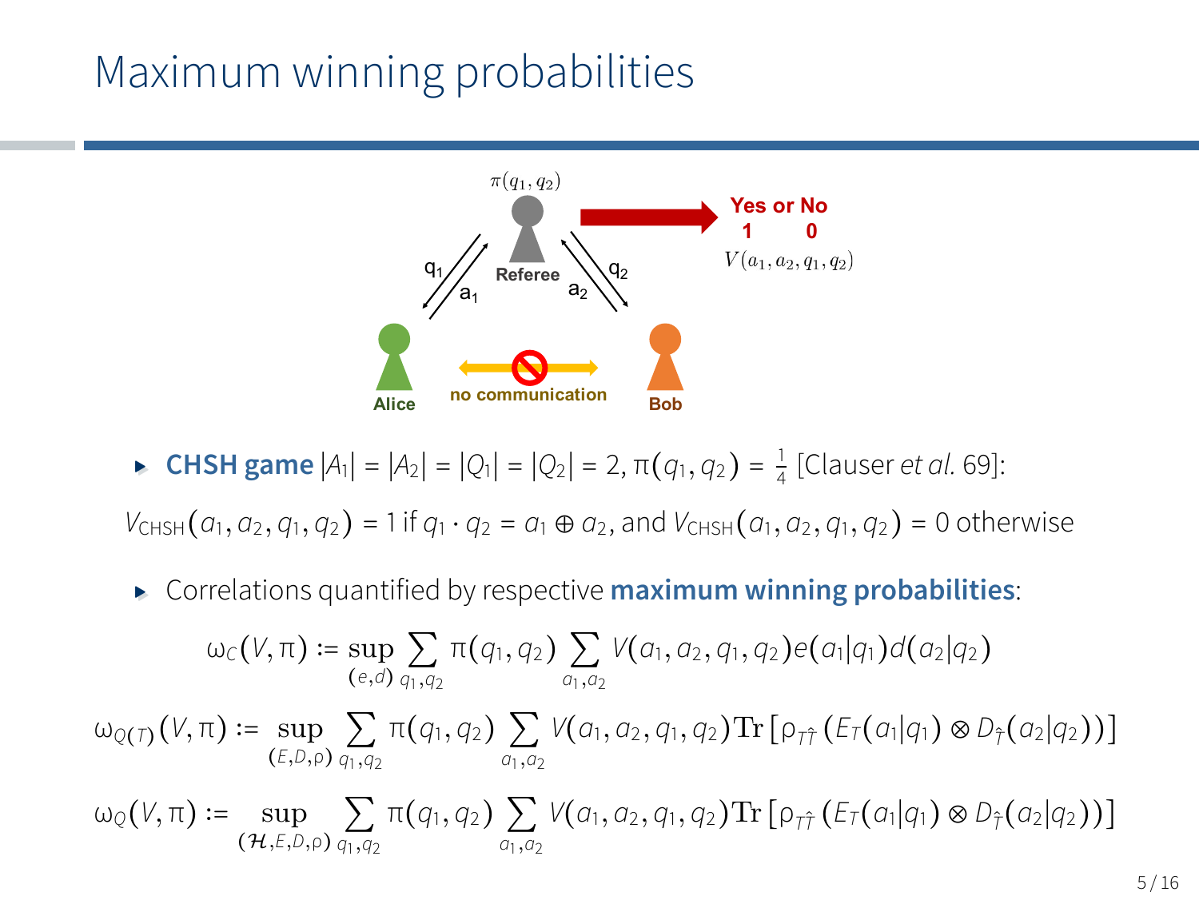# Maximum winning probabilities

$\pi(q_1, q_2)$

Referee

$q_1$ $a_1$ $a_2$ $q_2$

Yes or No
1 0
$V(a_1, a_2, q_1, q_2)$

Alice — no communication — Bob

- **CHSH game** $|A_1| = |A_2| = |Q_1| = |Q_2| = 2$, $\pi(q_1, q_2) = \frac{1}{4}$ [Clauser *et al.* 69]:

$V_{\text{CHSH}}(a_1, a_2, q_1, q_2) = 1$ if $q_1 \cdot q_2 = a_1 \oplus a_2$, and $V_{\text{CHSH}}(a_1, a_2, q_1, q_2) = 0$ otherwise

- Correlations quantified by respective **maximum winning probabilities**:

$$\omega_C(V, \pi) := \sup_{(e,d)} \sum_{q_1,q_2} \pi(q_1, q_2) \sum_{a_1,a_2} V(a_1, a_2, q_1, q_2) e(a_1|q_1) d(a_2|q_2)$$

$$\omega_{Q(T)}(V, \pi) := \sup_{(E,D,\rho)} \sum_{q_1,q_2} \pi(q_1, q_2) \sum_{a_1,a_2} V(a_1, a_2, q_1, q_2) \mathrm{Tr}\left[\rho_{T\hat{T}} \left(E_T(a_1|q_1) \otimes D_{\hat{T}}(a_2|q_2)\right)\right]$$

$$\omega_Q(V, \pi) := \sup_{(\mathcal{H},E,D,\rho)} \sum_{q_1,q_2} \pi(q_1, q_2) \sum_{a_1,a_2} V(a_1, a_2, q_1, q_2) \mathrm{Tr}\left[\rho_{T\hat{T}} \left(E_T(a_1|q_1) \otimes D_{\hat{T}}(a_2|q_2)\right)\right]$$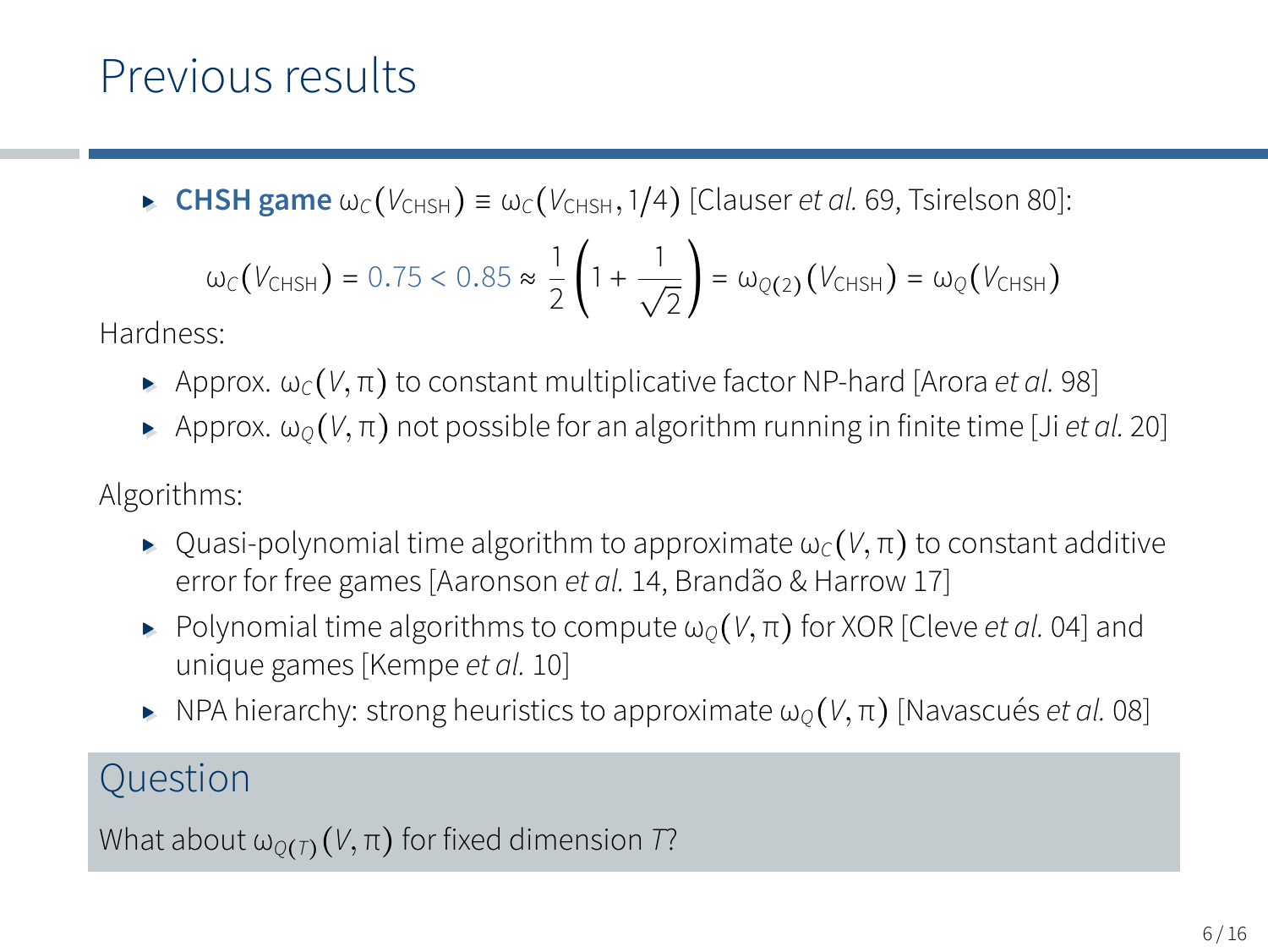# Previous results

- **CHSH game** $\omega_C(V_{\text{CHSH}}) \equiv \omega_C(V_{\text{CHSH}}, 1/4)$ [Clauser *et al.* 69, Tsirelson 80]:

$$\omega_C(V_{\text{CHSH}}) = 0.75 < 0.85 \approx \frac{1}{2}\left(1 + \frac{1}{\sqrt{2}}\right) = \omega_{Q(2)}(V_{\text{CHSH}}) = \omega_Q(V_{\text{CHSH}})$$

Hardness:

- Approx. $\omega_C(V, \pi)$ to constant multiplicative factor NP-hard [Arora *et al.* 98]
- Approx. $\omega_Q(V, \pi)$ not possible for an algorithm running in finite time [Ji *et al.* 20]

Algorithms:

- Quasi-polynomial time algorithm to approximate $\omega_C(V, \pi)$ to constant additive error for free games [Aaronson *et al.* 14, Brandão & Harrow 17]
- Polynomial time algorithms to compute $\omega_Q(V, \pi)$ for XOR [Cleve *et al.* 04] and unique games [Kempe *et al.* 10]
- NPA hierarchy: strong heuristics to approximate $\omega_Q(V, \pi)$ [Navascués *et al.* 08]

## Question

What about $\omega_{Q(T)}(V, \pi)$ for fixed dimension $T$?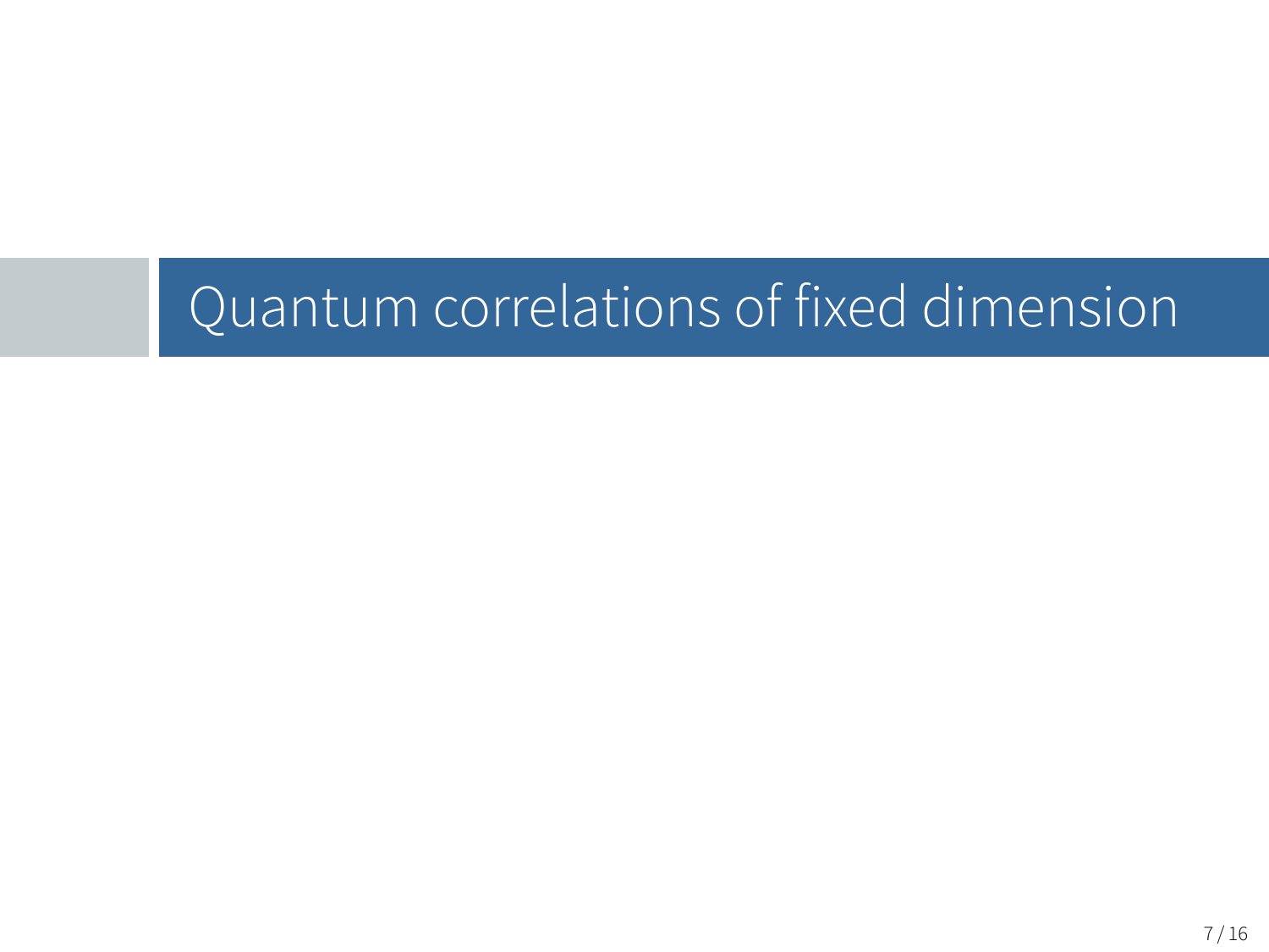# Quantum correlations of fixed dimension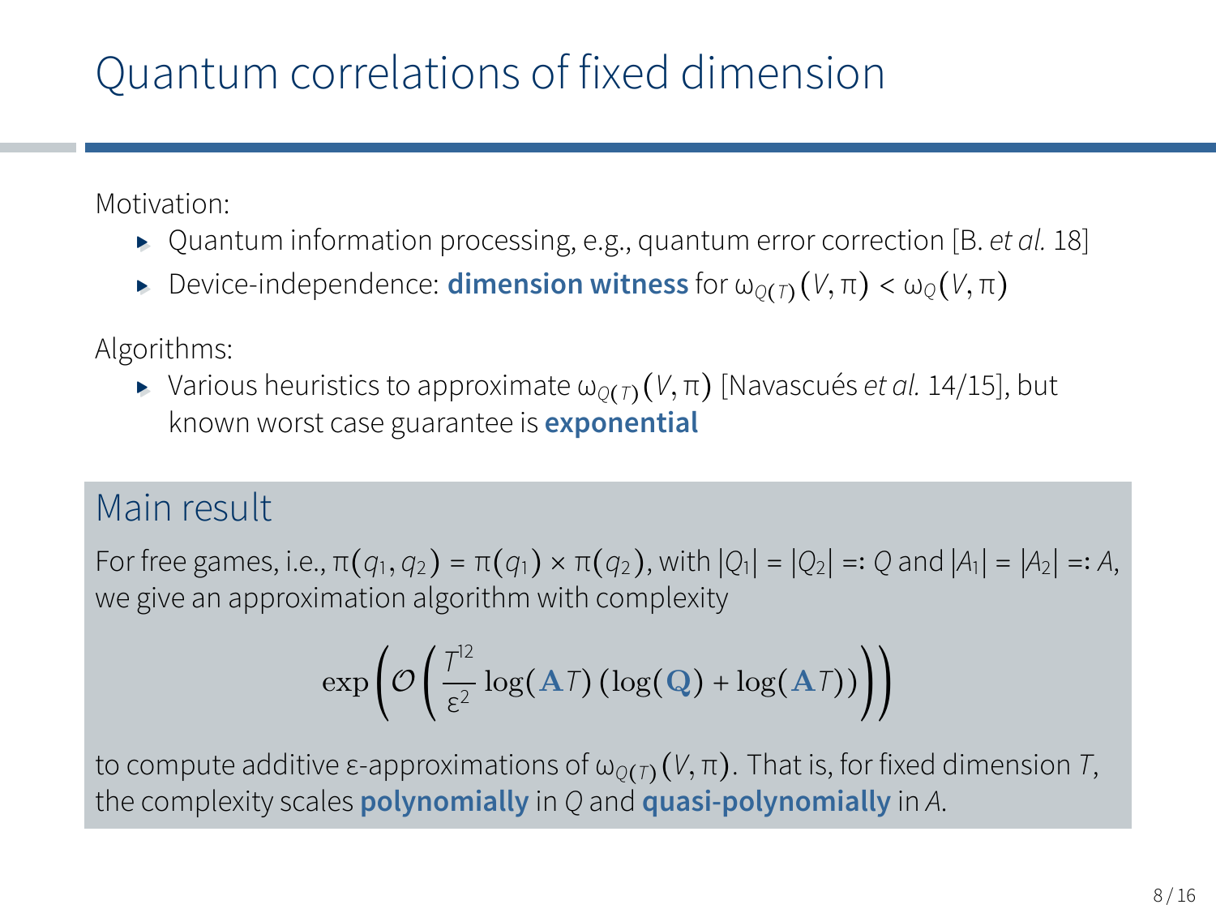# Quantum correlations of fixed dimension

Motivation:

- Quantum information processing, e.g., quantum error correction [B. *et al.* 18]
- Device-independence: **dimension witness** for $\omega_{Q(T)}(V,\pi) < \omega_{Q}(V,\pi)$

Algorithms:

- Various heuristics to approximate $\omega_{Q(T)}(V,\pi)$ [Navascués *et al.* 14/15], but known worst case guarantee is **exponential**

## Main result

For free games, i.e., $\pi(q_1,q_2) = \pi(q_1) \times \pi(q_2)$, with $|Q_1| = |Q_2| =: Q$ and $|A_1| = |A_2| =: A$, we give an approximation algorithm with complexity

$$\exp\left(\mathcal{O}\left(\frac{T^{12}}{\varepsilon^2}\log(\mathbf{A}T)\left(\log(\mathbf{Q}) + \log(\mathbf{A}T)\right)\right)\right)$$

to compute additive $\varepsilon$-approximations of $\omega_{Q(T)}(V,\pi)$. That is, for fixed dimension $T$, the complexity scales **polynomially** in $Q$ and **quasi-polynomially** in $A$.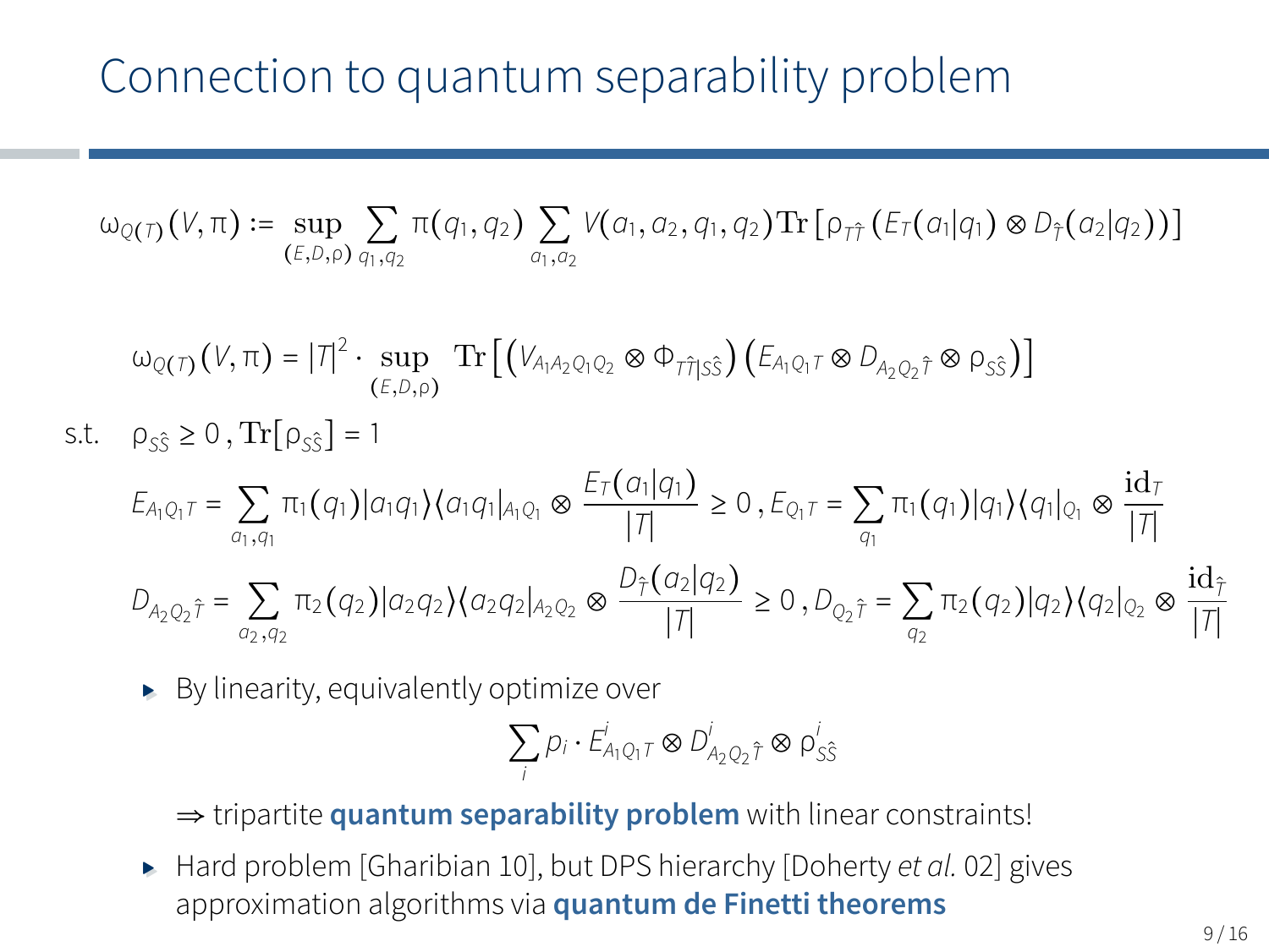# Connection to quantum separability problem

$$\omega_{Q(T)}(V,\pi) := \sup_{(E,D,\rho)} \sum_{q_1,q_2} \pi(q_1,q_2) \sum_{a_1,a_2} V(a_1,a_2,q_1,q_2) \mathrm{Tr}\left[\rho_{T\hat{T}}\left(E_T(a_1|q_1) \otimes D_{\hat{T}}(a_2|q_2)\right)\right]$$

$$\omega_{Q(T)}(V,\pi) = |T|^2 \cdot \sup_{(E,D,\rho)} \; \mathrm{Tr}\left[\left(V_{A_1A_2Q_1Q_2} \otimes \Phi_{T\hat{T}|S\hat{S}}\right)\left(E_{A_1Q_1T} \otimes D_{A_2Q_2\hat{T}} \otimes \rho_{S\hat{S}}\right)\right]$$

s.t. $\rho_{S\hat{S}} \geq 0\,, \mathrm{Tr}[\rho_{S\hat{S}}] = 1$

$$E_{A_1Q_1T} = \sum_{a_1,q_1} \pi_1(q_1)|a_1q_1\rangle\langle a_1q_1|_{A_1Q_1} \otimes \frac{E_T(a_1|q_1)}{|T|} \geq 0\,, E_{Q_1T} = \sum_{q_1} \pi_1(q_1)|q_1\rangle\langle q_1|_{Q_1} \otimes \frac{\mathrm{id}_T}{|T|}$$

$$D_{A_2Q_2\hat{T}} = \sum_{a_2,q_2} \pi_2(q_2)|a_2q_2\rangle\langle a_2q_2|_{A_2Q_2} \otimes \frac{D_{\hat{T}}(a_2|q_2)}{|T|} \geq 0\,, D_{Q_2\hat{T}} = \sum_{q_2} \pi_2(q_2)|q_2\rangle\langle q_2|_{Q_2} \otimes \frac{\mathrm{id}_{\hat{T}}}{|T|}$$

- By linearity, equivalently optimize over

$$\sum_i p_i \cdot E^i_{A_1Q_1T} \otimes D^i_{A_2Q_2\hat{T}} \otimes \rho^i_{S\hat{S}}$$

  $\Rightarrow$ tripartite **quantum separability problem** with linear constraints!

- Hard problem [Gharibian 10], but DPS hierarchy [Doherty *et al.* 02] gives approximation algorithms via **quantum de Finetti theorems**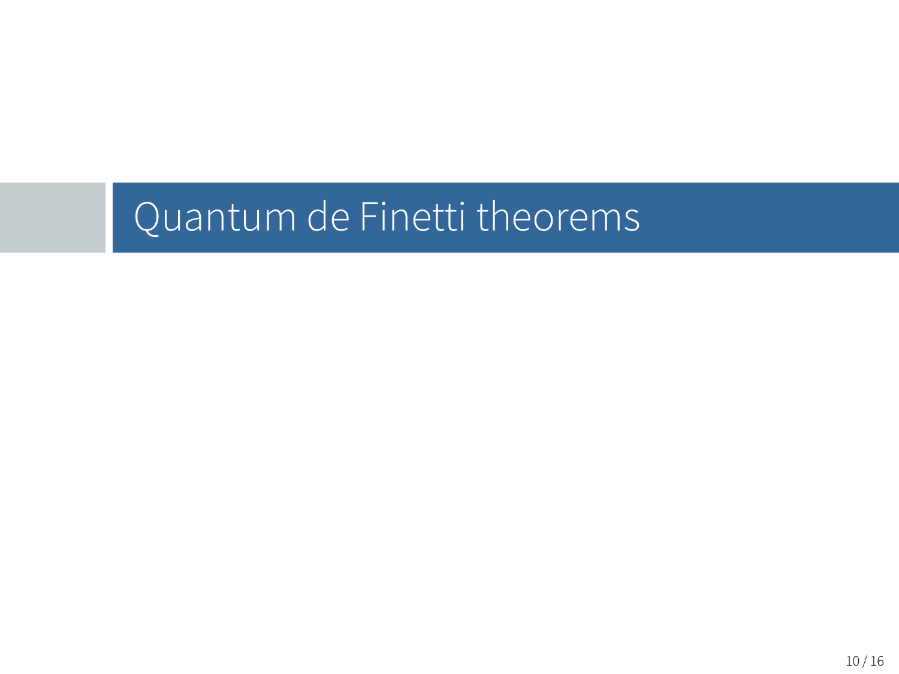# Quantum de Finetti theorems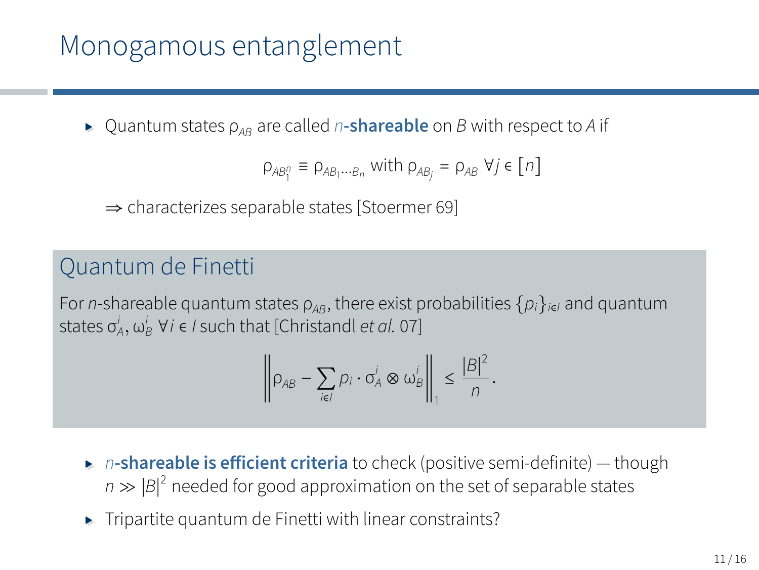# Monogamous entanglement

- Quantum states $\rho_{AB}$ are called *n*-**shareable** on *B* with respect to *A* if

$$\rho_{AB_1^n} \equiv \rho_{AB_1 \ldots B_n} \text{ with } \rho_{AB_j} = \rho_{AB} \ \forall j \in [n]$$

  ⇒ characterizes separable states [Stoermer 69]

## Quantum de Finetti

For *n*-shareable quantum states $\rho_{AB}$, there exist probabilities $\{p_i\}_{i \in I}$ and quantum states $\sigma_A^i, \omega_B^i \ \forall i \in I$ such that [Christandl *et al.* 07]

$$\left\| \rho_{AB} - \sum_{i \in I} p_i \cdot \sigma_A^i \otimes \omega_B^i \right\|_1 \leq \frac{|B|^2}{n}.$$

- *n*-**shareable is efficient criteria** to check (positive semi-definite) — though $n \gg |B|^2$ needed for good approximation on the set of separable states
- Tripartite quantum de Finetti with linear constraints?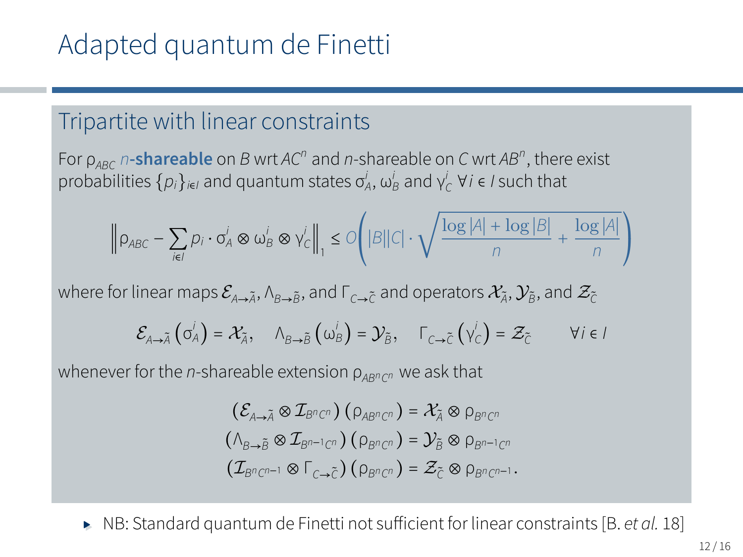# Adapted quantum de Finetti

## Tripartite with linear constraints

For $\rho_{ABC}$ ***n*-shareable** on $B$ wrt $AC^n$ and $n$-shareable on $C$ wrt $AB^n$, there exist probabilities $\{p_i\}_{i\in I}$ and quantum states $\sigma_A^i$, $\omega_B^i$ and $\gamma_C^i$ $\forall i \in I$ such that

$$\left\| \rho_{ABC} - \sum_{i\in I} p_i \cdot \sigma_A^i \otimes \omega_B^i \otimes \gamma_C^i \right\|_1 \leq O\left( |B||C| \cdot \sqrt{\frac{\log |A| + \log |B|}{n} + \frac{\log |A|}{n}} \right)$$

where for linear maps $\mathcal{E}_{A\to\tilde{A}}$, $\Lambda_{B\to\tilde{B}}$, and $\Gamma_{C\to\tilde{C}}$ and operators $\mathcal{X}_{\tilde{A}}$, $\mathcal{Y}_{\tilde{B}}$, and $\mathcal{Z}_{\tilde{C}}$

$$\mathcal{E}_{A\to\tilde{A}}\left(\sigma_A^i\right) = \mathcal{X}_{\tilde{A}}, \quad \Lambda_{B\to\tilde{B}}\left(\omega_B^i\right) = \mathcal{Y}_{\tilde{B}}, \quad \Gamma_{C\to\tilde{C}}\left(\gamma_C^i\right) = \mathcal{Z}_{\tilde{C}} \qquad \forall i \in I$$

whenever for the $n$-shareable extension $\rho_{AB^nC^n}$ we ask that

$$\begin{aligned}
\left(\mathcal{E}_{A\to\tilde{A}} \otimes \mathcal{I}_{B^nC^n}\right)\left(\rho_{AB^nC^n}\right) &= \mathcal{X}_{\tilde{A}} \otimes \rho_{B^nC^n} \\
\left(\Lambda_{B\to\tilde{B}} \otimes \mathcal{I}_{B^{n-1}C^n}\right)\left(\rho_{B^nC^n}\right) &= \mathcal{Y}_{\tilde{B}} \otimes \rho_{B^{n-1}C^n} \\
\left(\mathcal{I}_{B^nC^{n-1}} \otimes \Gamma_{C\to\tilde{C}}\right)\left(\rho_{B^nC^n}\right) &= \mathcal{Z}_{\tilde{C}} \otimes \rho_{B^nC^{n-1}}.
\end{aligned}$$

- NB: Standard quantum de Finetti not sufficient for linear constraints [B. *et al.* 18]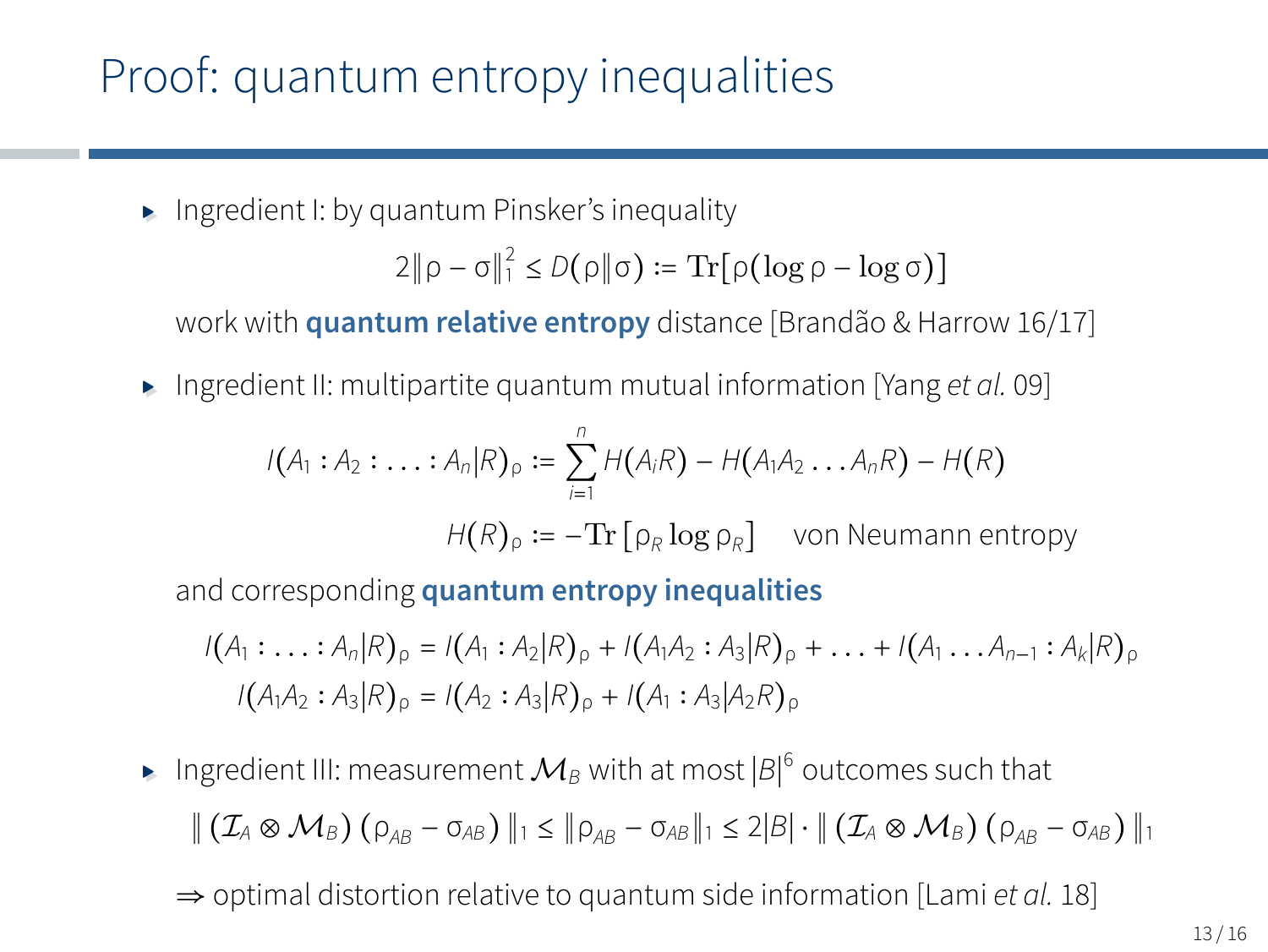# Proof: quantum entropy inequalities

- Ingredient I: by quantum Pinsker's inequality

$$2\|\rho - \sigma\|_1^2 \leq D(\rho\|\sigma) := \mathrm{Tr}[\rho(\log\rho - \log\sigma)]$$

  work with **quantum relative entropy** distance [Brandão & Harrow 16/17]

- Ingredient II: multipartite quantum mutual information [Yang *et al.* 09]

$$I(A_1 : A_2 : \ldots : A_n|R)_\rho := \sum_{i=1}^{n} H(A_i R) - H(A_1 A_2 \ldots A_n R) - H(R)$$

$$H(R)_\rho := -\mathrm{Tr}\left[\rho_R \log \rho_R\right] \quad \text{von Neumann entropy}$$

  and corresponding **quantum entropy inequalities**

$$I(A_1 : \ldots : A_n|R)_\rho = I(A_1 : A_2|R)_\rho + I(A_1A_2 : A_3|R)_\rho + \ldots + I(A_1 \ldots A_{n-1} : A_k|R)_\rho$$

$$I(A_1A_2 : A_3|R)_\rho = I(A_2 : A_3|R)_\rho + I(A_1 : A_3|A_2R)_\rho$$

- Ingredient III: measurement $\mathcal{M}_B$ with at most $|B|^6$ outcomes such that

$$\|\left(\mathcal{I}_A \otimes \mathcal{M}_B\right)\left(\rho_{AB} - \sigma_{AB}\right)\|_1 \leq \|\rho_{AB} - \sigma_{AB}\|_1 \leq 2|B| \cdot \|\left(\mathcal{I}_A \otimes \mathcal{M}_B\right)\left(\rho_{AB} - \sigma_{AB}\right)\|_1$$

  $\Rightarrow$ optimal distortion relative to quantum side information [Lami *et al.* 18]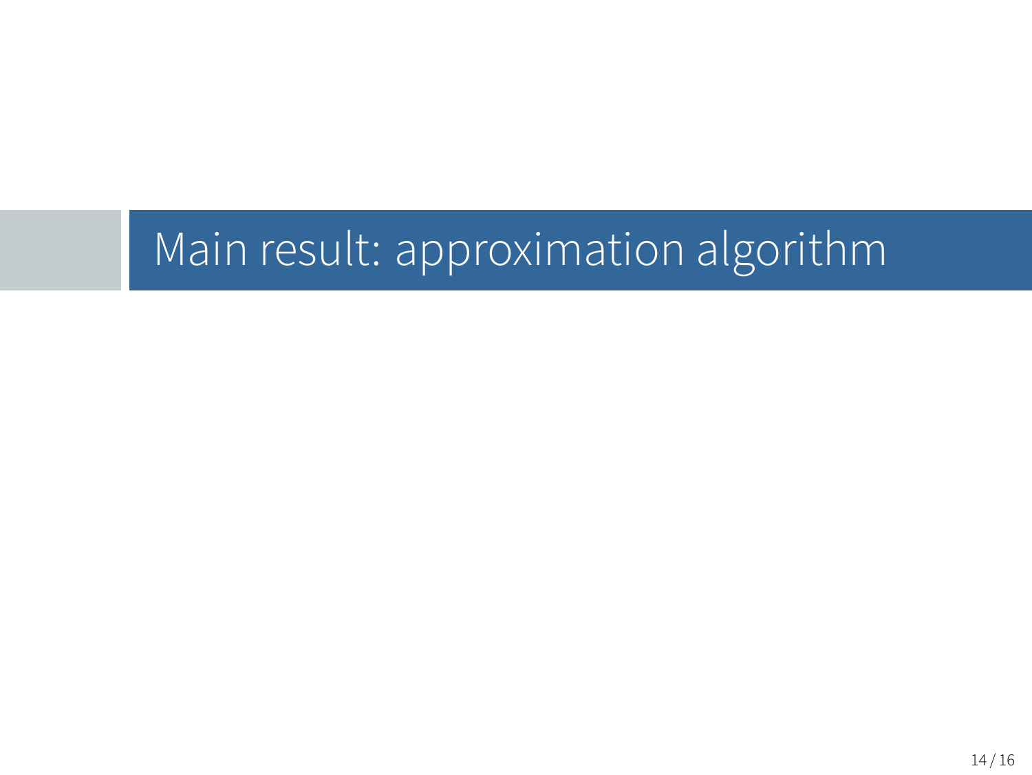# Main result: approximation algorithm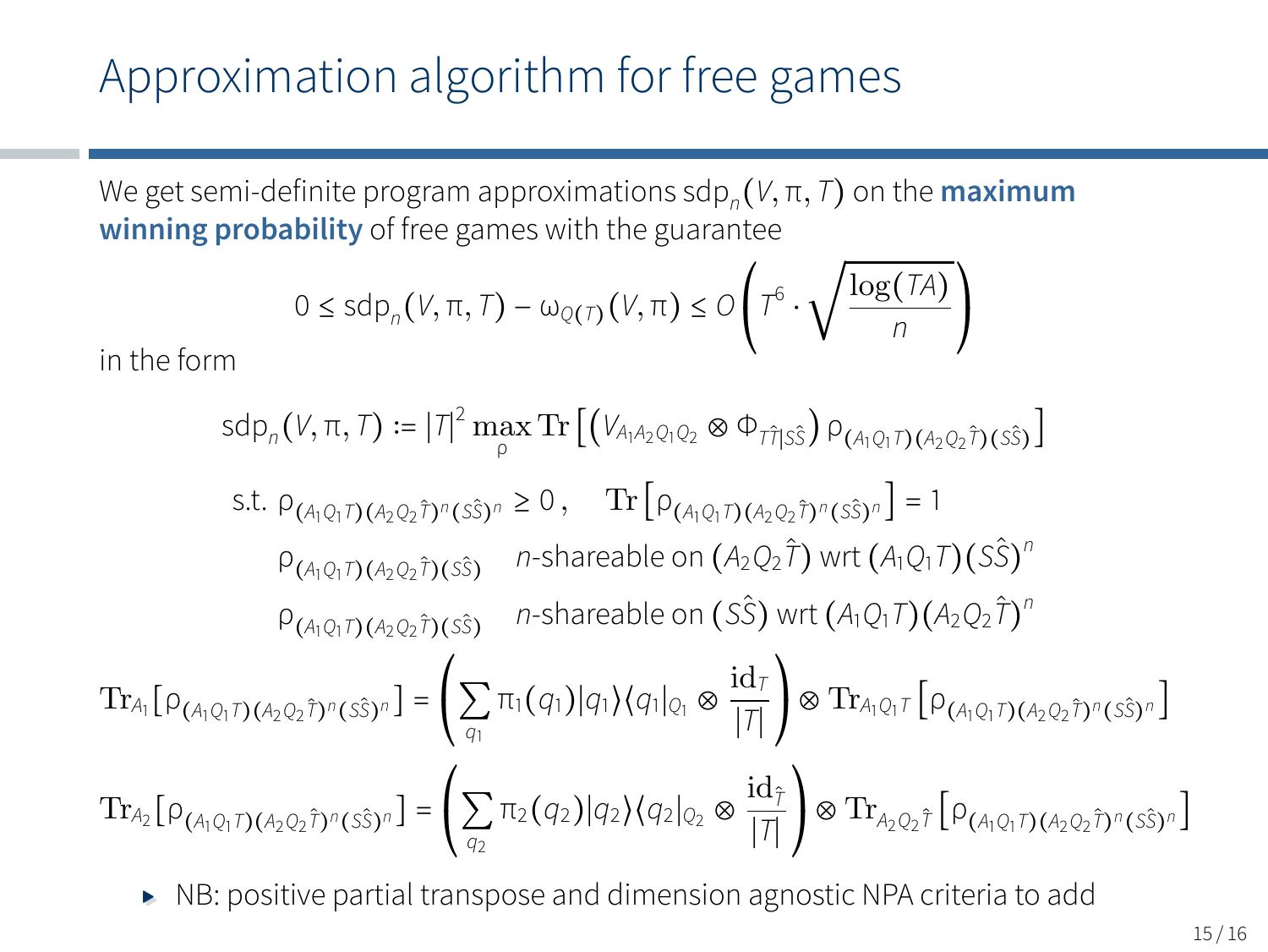# Approximation algorithm for free games

We get semi-definite program approximations $\mathrm{sdp}_n(V, \pi, T)$ on the **maximum winning probability** of free games with the guarantee

$$0 \leq \mathrm{sdp}_n(V, \pi, T) - \omega_{Q(T)}(V, \pi) \leq O\left(T^6 \cdot \sqrt{\frac{\log(TA)}{n}}\right)$$

in the form

$$\mathrm{sdp}_n(V, \pi, T) := |T|^2 \max_{\rho} \mathrm{Tr}\left[\left(V_{A_1A_2Q_1Q_2} \otimes \Phi_{T\hat{T}|S\hat{S}}\right) \rho_{(A_1Q_1T)(A_2Q_2\hat{T})(S\hat{S})}\right]$$

$$\text{s.t. } \rho_{(A_1Q_1T)(A_2Q_2\hat{T})^n(S\hat{S})^n} \geq 0\,, \quad \mathrm{Tr}\left[\rho_{(A_1Q_1T)(A_2Q_2\hat{T})^n(S\hat{S})^n}\right] = 1$$

$$\rho_{(A_1Q_1T)(A_2Q_2\hat{T})(S\hat{S})} \quad n\text{-shareable on } (A_2Q_2\hat{T}) \text{ wrt } (A_1Q_1T)(S\hat{S})^n$$

$$\rho_{(A_1Q_1T)(A_2Q_2\hat{T})(S\hat{S})} \quad n\text{-shareable on } (S\hat{S}) \text{ wrt } (A_1Q_1T)(A_2Q_2\hat{T})^n$$

$$\mathrm{Tr}_{A_1}\left[\rho_{(A_1Q_1T)(A_2Q_2\hat{T})^n(S\hat{S})^n}\right] = \left(\sum_{q_1} \pi_1(q_1)|q_1\rangle\langle q_1|_{Q_1} \otimes \frac{\mathrm{id}_T}{|T|}\right) \otimes \mathrm{Tr}_{A_1Q_1T}\left[\rho_{(A_1Q_1T)(A_2Q_2\hat{T})^n(S\hat{S})^n}\right]$$

$$\mathrm{Tr}_{A_2}\left[\rho_{(A_1Q_1T)(A_2Q_2\hat{T})^n(S\hat{S})^n}\right] = \left(\sum_{q_2} \pi_2(q_2)|q_2\rangle\langle q_2|_{Q_2} \otimes \frac{\mathrm{id}_{\hat{T}}}{|\hat{T}|}\right) \otimes \mathrm{Tr}_{A_2Q_2\hat{T}}\left[\rho_{(A_1Q_1T)(A_2Q_2\hat{T})^n(S\hat{S})^n}\right]$$

- NB: positive partial transpose and dimension agnostic NPA criteria to add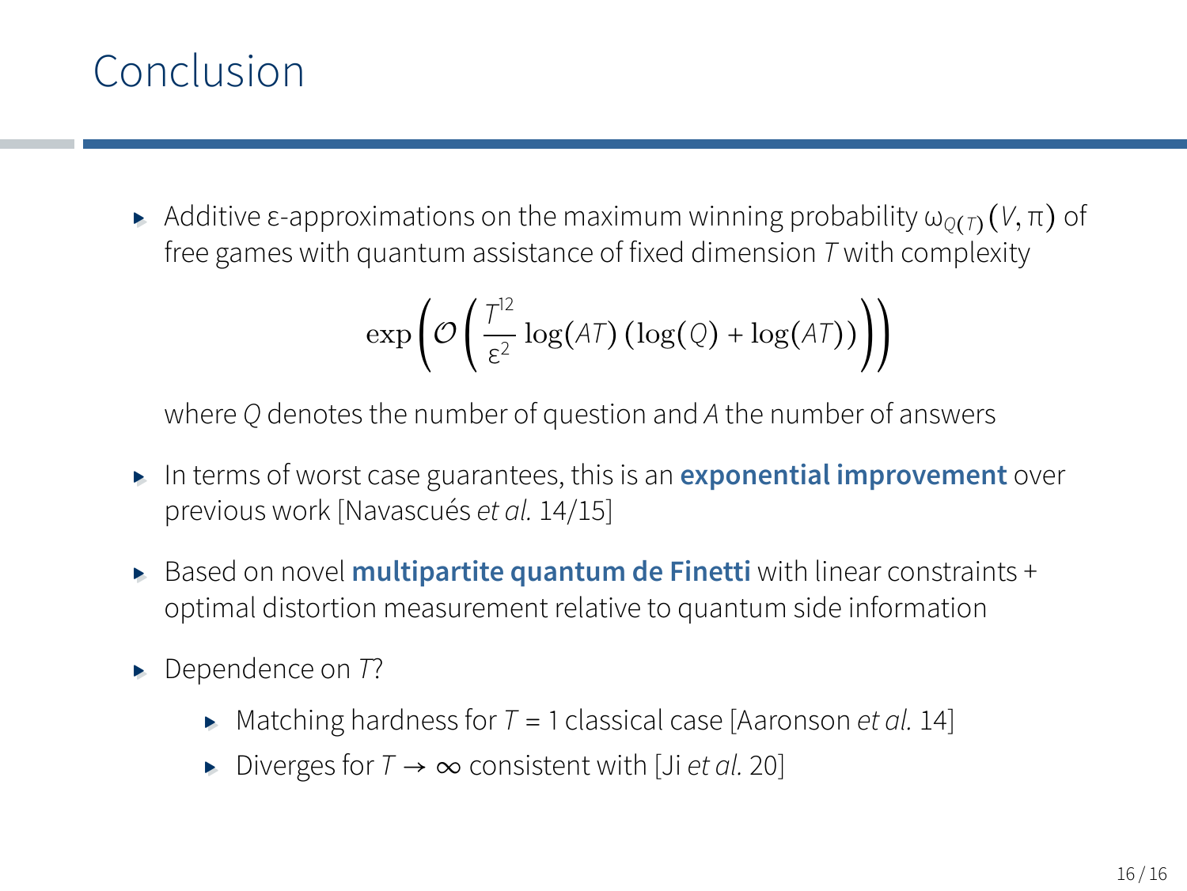# Conclusion

- Additive $\varepsilon$-approximations on the maximum winning probability $\omega_{Q(T)}(V, \pi)$ of free games with quantum assistance of fixed dimension $T$ with complexity

$$\exp\left(\mathcal{O}\left(\frac{T^{12}}{\varepsilon^2}\log(AT)\left(\log(Q)+\log(AT)\right)\right)\right)$$

  where $Q$ denotes the number of question and $A$ the number of answers

- In terms of worst case guarantees, this is an **exponential improvement** over previous work [Navascués *et al.* 14/15]

- Based on novel **multipartite quantum de Finetti** with linear constraints + optimal distortion measurement relative to quantum side information

- Dependence on $T$?
  - Matching hardness for $T = 1$ classical case [Aaronson *et al.* 14]
  - Diverges for $T \to \infty$ consistent with [Ji *et al.* 20]